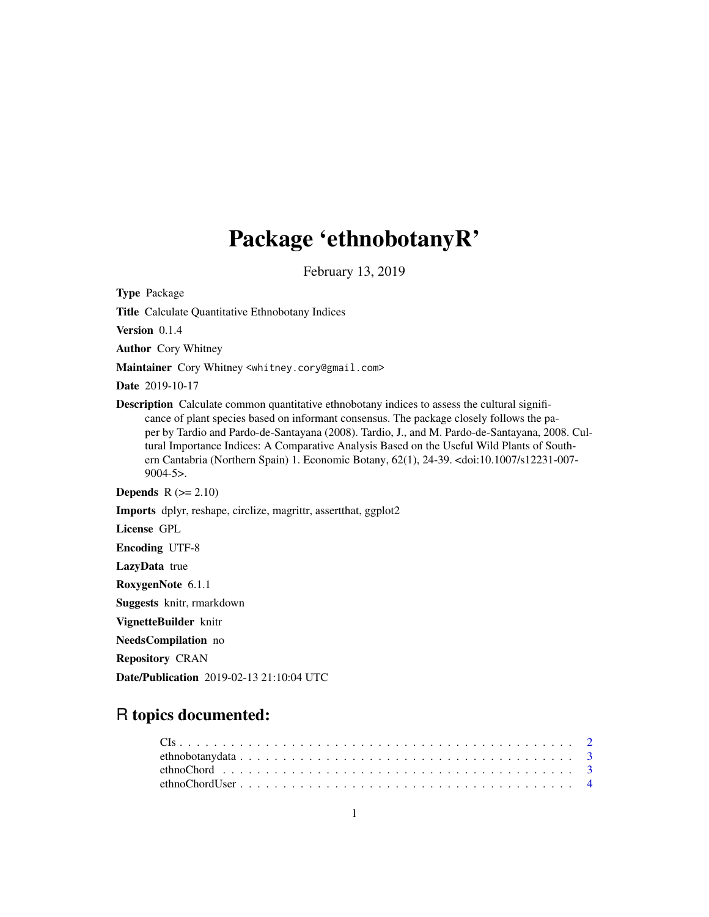# Package 'ethnobotanyR'

February 13, 2019

**Type** Package

**Title** Calculate Quantitative Ethnobotany Indices

**Version** 0.1.4

**Author** Cory Whitney

**Maintainer** Cory Whitney <whitney.cory@gmail.com>

**Date** 2019-10-17

**Description** Calculate common quantitative ethnobotany indices to assess the cultural significance of plant species based on informant consensus. The package closely follows the paper by Tardio and Pardo-de-Santayana (2008). Tardio, J., and M. Pardo-de-Santayana, 2008. Cultural Importance Indices: A Comparative Analysis Based on the Useful Wild Plants of Southern Cantabria (Northern Spain) 1. Economic Botany, 62(1), 24-39. <doi:10.1007/s12231-007-9004-5>.

**Depends** R (>= 2.10)

**Imports** dplyr, reshape, circlize, magrittr, assertthat, ggplot2

**License** GPL

**Encoding** UTF-8

**LazyData** true

**RoxygenNote** 6.1.1

**Suggests** knitr, rmarkdown

**VignetteBuilder** knitr

**NeedsCompilation** no

**Repository** CRAN

**Date/Publication** 2019-02-13 21:10:04 UTC

## R topics documented:

CIs . . . . . . . . . . . . . . . . . . . . . . . . . . . . . . . . . . . . . . . . . . 2
ethnobotanydata . . . . . . . . . . . . . . . . . . . . . . . . . . . . . . . . . . . 3
ethnoChord . . . . . . . . . . . . . . . . . . . . . . . . . . . . . . . . . . . . . . 3
ethnoChordUser . . . . . . . . . . . . . . . . . . . . . . . . . . . . . . . . . . . 4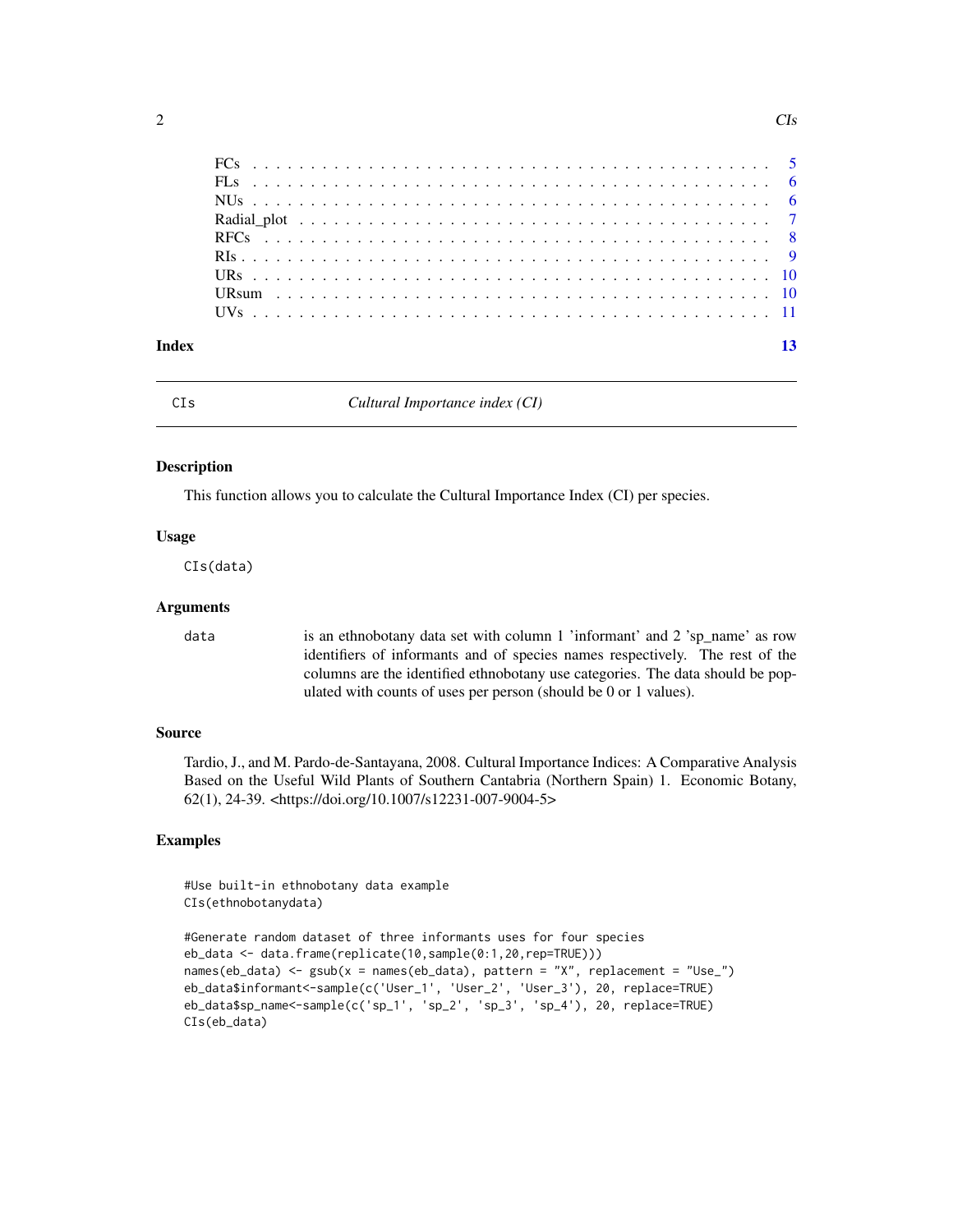FCs . . . . . . . . . . . . . . . . . . . . . . . . . . . . . . . . . . . . . . . . . 5
FLs . . . . . . . . . . . . . . . . . . . . . . . . . . . . . . . . . . . . . . . . . 6
NUs . . . . . . . . . . . . . . . . . . . . . . . . . . . . . . . . . . . . . . . . . 6
Radial_plot . . . . . . . . . . . . . . . . . . . . . . . . . . . . . . . . . . . . . 7
RFCs . . . . . . . . . . . . . . . . . . . . . . . . . . . . . . . . . . . . . . . . 8
RIs . . . . . . . . . . . . . . . . . . . . . . . . . . . . . . . . . . . . . . . . . 9
URs . . . . . . . . . . . . . . . . . . . . . . . . . . . . . . . . . . . . . . . . . 10
URsum . . . . . . . . . . . . . . . . . . . . . . . . . . . . . . . . . . . . . . . . 10
UVs . . . . . . . . . . . . . . . . . . . . . . . . . . . . . . . . . . . . . . . . . 11

**Index** **13**

---

## CIs — *Cultural Importance index (CI)*

### Description

This function allows you to calculate the Cultural Importance Index (CI) per species.

### Usage

```
CIs(data)
```

### Arguments

| | |
|---|---|
| data | is an ethnobotany data set with column 1 'informant' and 2 'sp_name' as row identifiers of informants and of species names respectively. The rest of the columns are the identified ethnobotany use categories. The data should be populated with counts of uses per person (should be 0 or 1 values). |

### Source

Tardio, J., and M. Pardo-de-Santayana, 2008. Cultural Importance Indices: A Comparative Analysis Based on the Useful Wild Plants of Southern Cantabria (Northern Spain) 1. Economic Botany, 62(1), 24-39. <https://doi.org/10.1007/s12231-007-9004-5>

### Examples

```
#Use built-in ethnobotany data example
CIs(ethnobotanydata)

#Generate random dataset of three informants uses for four species
eb_data <- data.frame(replicate(10,sample(0:1,20,rep=TRUE)))
names(eb_data) <- gsub(x = names(eb_data), pattern = "X", replacement = "Use_")
eb_data$informant<-sample(c('User_1', 'User_2', 'User_3'), 20, replace=TRUE)
eb_data$sp_name<-sample(c('sp_1', 'sp_2', 'sp_3', 'sp_4'), 20, replace=TRUE)
CIs(eb_data)
```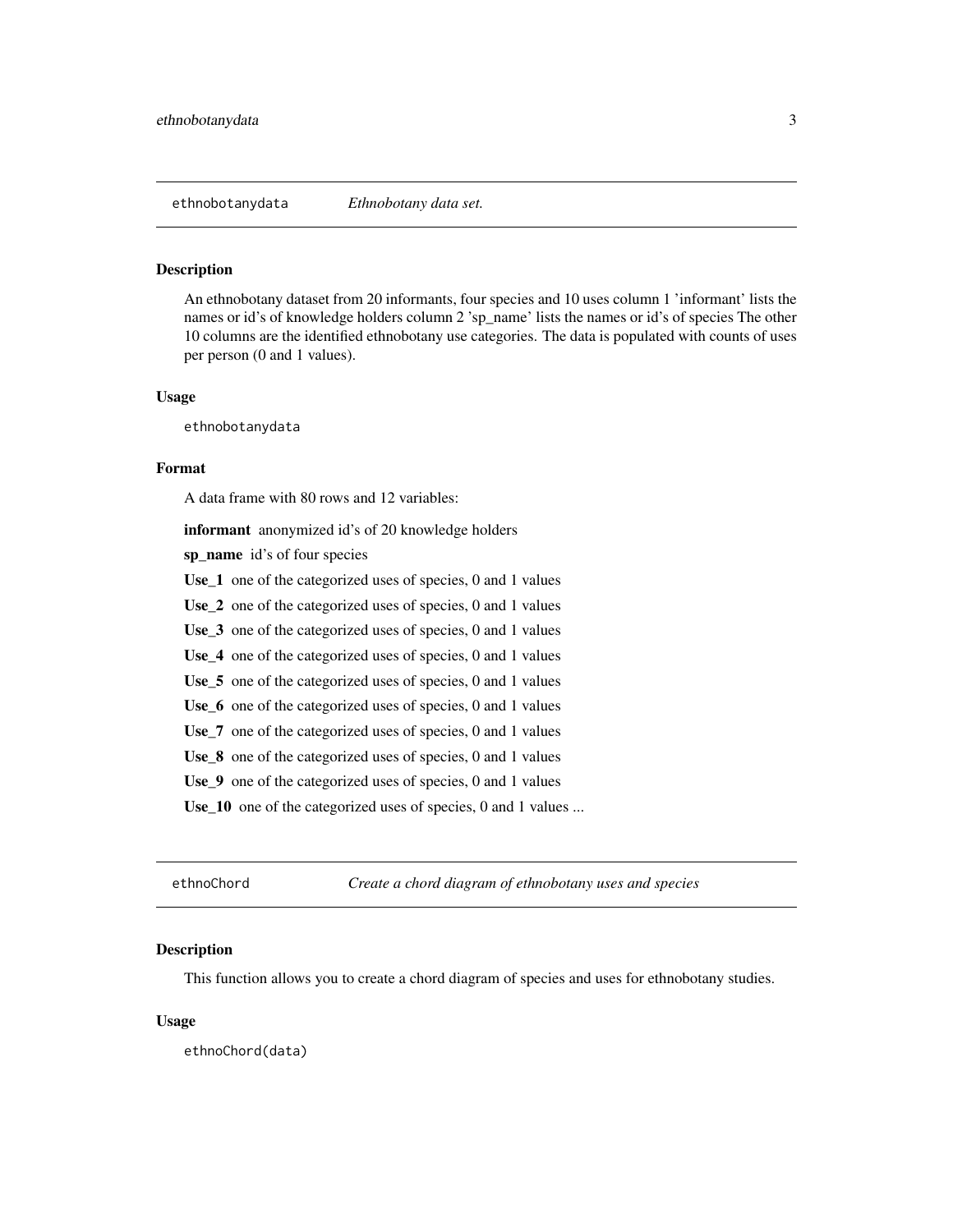## ethnobotanydata — *Ethnobotany data set.*

### Description

An ethnobotany dataset from 20 informants, four species and 10 uses column 1 'informant' lists the names or id's of knowledge holders column 2 'sp_name' lists the names or id's of species The other 10 columns are the identified ethnobotany use categories. The data is populated with counts of uses per person (0 and 1 values).

### Usage

```
ethnobotanydata
```

### Format

A data frame with 80 rows and 12 variables:

**informant** anonymized id's of 20 knowledge holders

**sp_name** id's of four species

**Use_1** one of the categorized uses of species, 0 and 1 values

**Use_2** one of the categorized uses of species, 0 and 1 values

**Use_3** one of the categorized uses of species, 0 and 1 values

**Use_4** one of the categorized uses of species, 0 and 1 values

**Use_5** one of the categorized uses of species, 0 and 1 values

**Use_6** one of the categorized uses of species, 0 and 1 values

**Use_7** one of the categorized uses of species, 0 and 1 values

**Use_8** one of the categorized uses of species, 0 and 1 values

**Use_9** one of the categorized uses of species, 0 and 1 values

**Use_10** one of the categorized uses of species, 0 and 1 values ...

## ethnoChord — *Create a chord diagram of ethnobotany uses and species*

### Description

This function allows you to create a chord diagram of species and uses for ethnobotany studies.

### Usage

```
ethnoChord(data)
```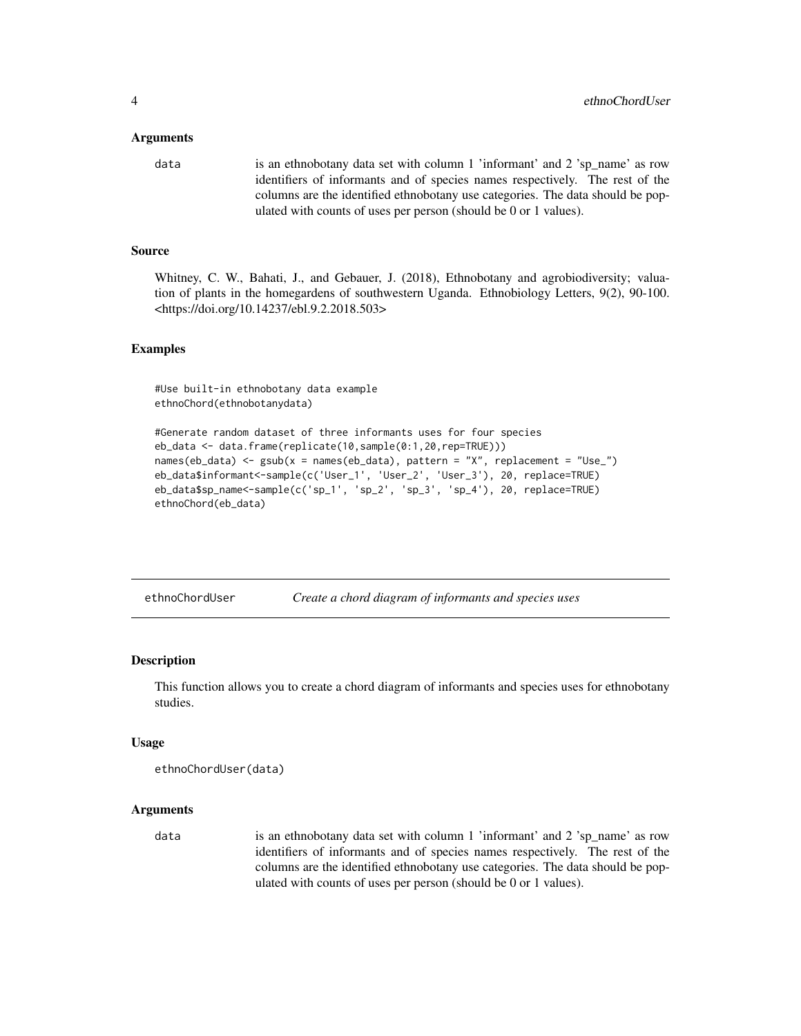### Arguments

data is an ethnobotany data set with column 1 'informant' and 2 'sp_name' as row identifiers of informants and of species names respectively. The rest of the columns are the identified ethnobotany use categories. The data should be populated with counts of uses per person (should be 0 or 1 values).

### Source

Whitney, C. W., Bahati, J., and Gebauer, J. (2018), Ethnobotany and agrobiodiversity; valuation of plants in the homegardens of southwestern Uganda. Ethnobiology Letters, 9(2), 90-100. <https://doi.org/10.14237/ebl.9.2.2018.503>

### Examples

```
#Use built-in ethnobotany data example
ethnoChord(ethnobotanydata)

#Generate random dataset of three informants uses for four species
eb_data <- data.frame(replicate(10,sample(0:1,20,rep=TRUE)))
names(eb_data) <- gsub(x = names(eb_data), pattern = "X", replacement = "Use_")
eb_data$informant<-sample(c('User_1', 'User_2', 'User_3'), 20, replace=TRUE)
eb_data$sp_name<-sample(c('sp_1', 'sp_2', 'sp_3', 'sp_4'), 20, replace=TRUE)
ethnoChord(eb_data)
```

---

## ethnoChordUser — *Create a chord diagram of informants and species uses*

### Description

This function allows you to create a chord diagram of informants and species uses for ethnobotany studies.

### Usage

```
ethnoChordUser(data)
```

### Arguments

data is an ethnobotany data set with column 1 'informant' and 2 'sp_name' as row identifiers of informants and of species names respectively. The rest of the columns are the identified ethnobotany use categories. The data should be populated with counts of uses per person (should be 0 or 1 values).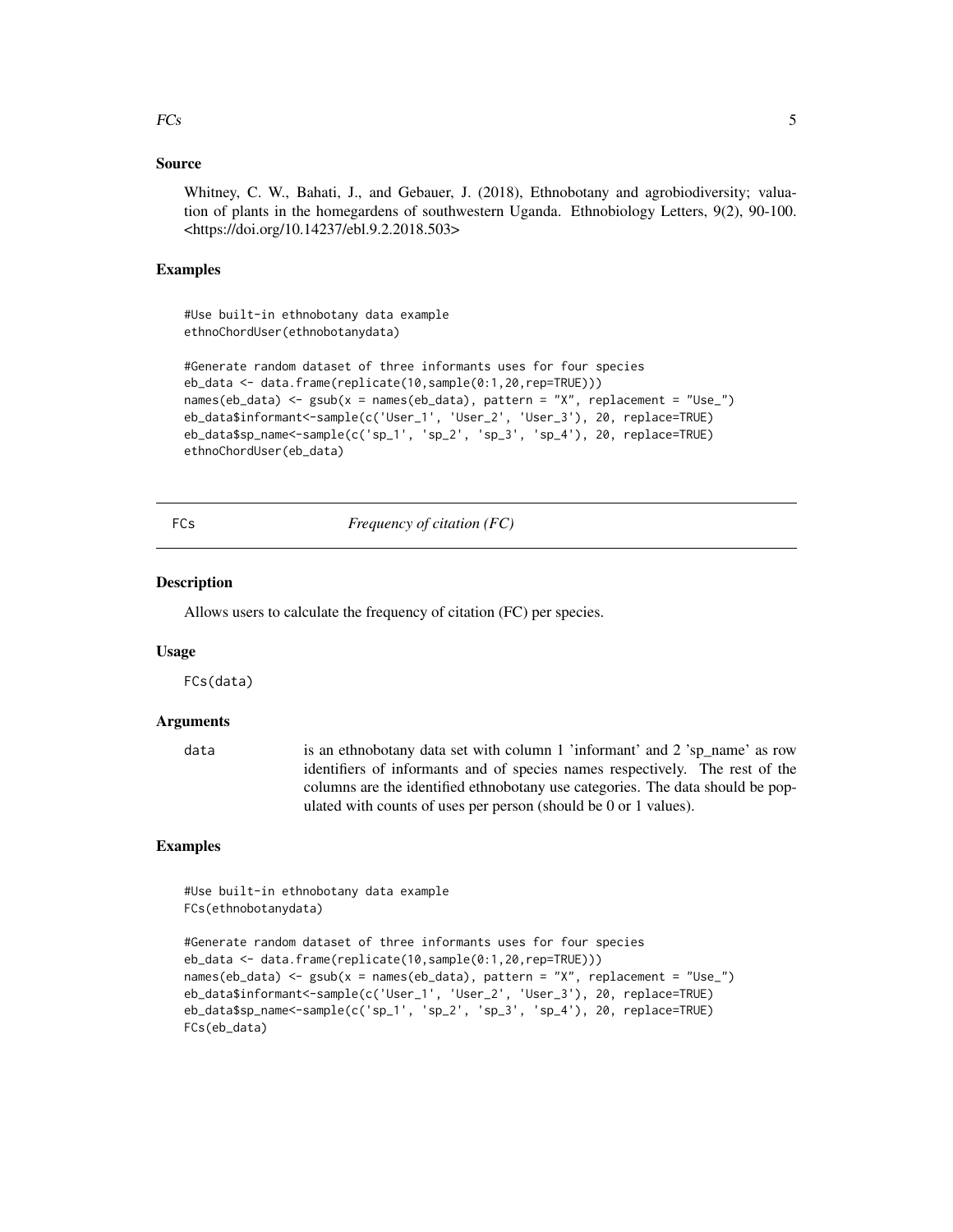### Source

Whitney, C. W., Bahati, J., and Gebauer, J. (2018), Ethnobotany and agrobiodiversity; valuation of plants in the homegardens of southwestern Uganda. Ethnobiology Letters, 9(2), 90-100. <https://doi.org/10.14237/ebl.9.2.2018.503>

### Examples

```
#Use built-in ethnobotany data example
ethnoChordUser(ethnobotanydata)

#Generate random dataset of three informants uses for four species
eb_data <- data.frame(replicate(10,sample(0:1,20,rep=TRUE)))
names(eb_data) <- gsub(x = names(eb_data), pattern = "X", replacement = "Use_")
eb_data$informant<-sample(c('User_1', 'User_2', 'User_3'), 20, replace=TRUE)
eb_data$sp_name<-sample(c('sp_1', 'sp_2', 'sp_3', 'sp_4'), 20, replace=TRUE)
ethnoChordUser(eb_data)
```

---

## FCs — *Frequency of citation (FC)*

### Description

Allows users to calculate the frequency of citation (FC) per species.

### Usage

```
FCs(data)
```

### Arguments

| | |
|---|---|
| data | is an ethnobotany data set with column 1 'informant' and 2 'sp_name' as row identifiers of informants and of species names respectively. The rest of the columns are the identified ethnobotany use categories. The data should be populated with counts of uses per person (should be 0 or 1 values). |

### Examples

```
#Use built-in ethnobotany data example
FCs(ethnobotanydata)

#Generate random dataset of three informants uses for four species
eb_data <- data.frame(replicate(10,sample(0:1,20,rep=TRUE)))
names(eb_data) <- gsub(x = names(eb_data), pattern = "X", replacement = "Use_")
eb_data$informant<-sample(c('User_1', 'User_2', 'User_3'), 20, replace=TRUE)
eb_data$sp_name<-sample(c('sp_1', 'sp_2', 'sp_3', 'sp_4'), 20, replace=TRUE)
FCs(eb_data)
```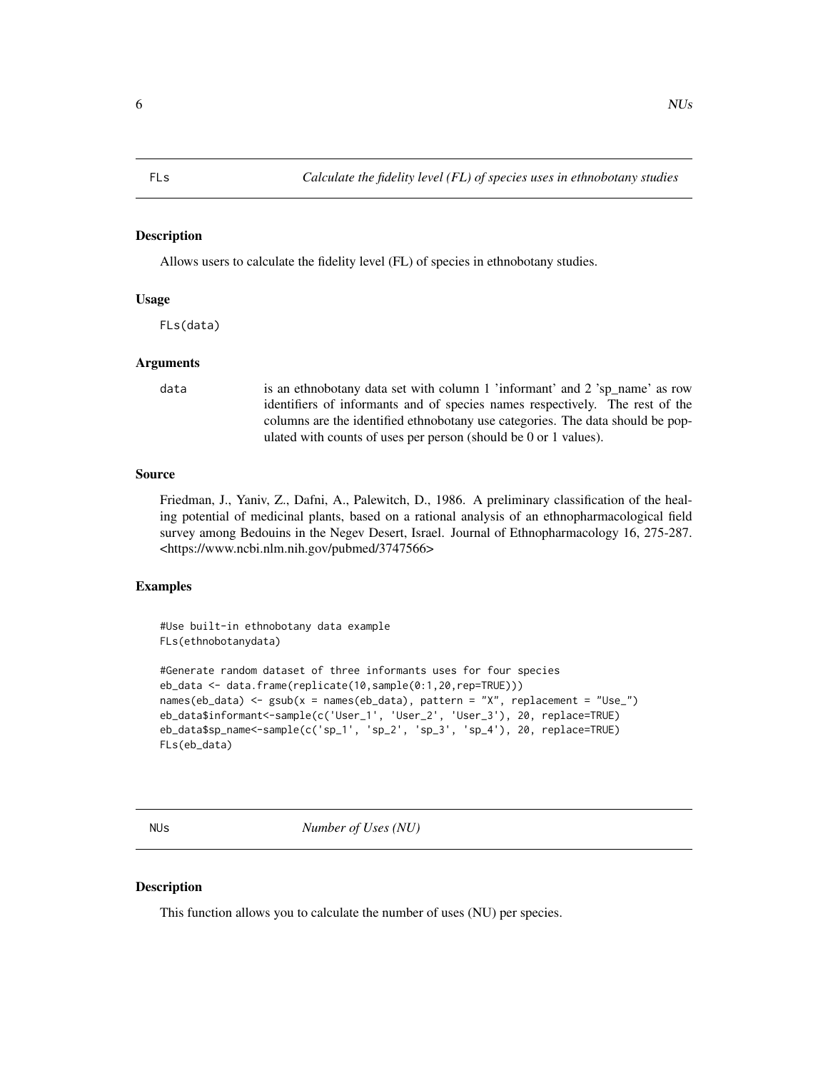## FLs — *Calculate the fidelity level (FL) of species uses in ethnobotany studies*

### Description

Allows users to calculate the fidelity level (FL) of species in ethnobotany studies.

### Usage

```
FLs(data)
```

### Arguments

| | |
|---|---|
| data | is an ethnobotany data set with column 1 'informant' and 2 'sp_name' as row identifiers of informants and of species names respectively. The rest of the columns are the identified ethnobotany use categories. The data should be populated with counts of uses per person (should be 0 or 1 values). |

### Source

Friedman, J., Yaniv, Z., Dafni, A., Palewitch, D., 1986. A preliminary classification of the healing potential of medicinal plants, based on a rational analysis of an ethnopharmacological field survey among Bedouins in the Negev Desert, Israel. Journal of Ethnopharmacology 16, 275-287. <https://www.ncbi.nlm.nih.gov/pubmed/3747566>

### Examples

```
#Use built-in ethnobotany data example
FLs(ethnobotanydata)

#Generate random dataset of three informants uses for four species
eb_data <- data.frame(replicate(10,sample(0:1,20,rep=TRUE)))
names(eb_data) <- gsub(x = names(eb_data), pattern = "X", replacement = "Use_")
eb_data$informant<-sample(c('User_1', 'User_2', 'User_3'), 20, replace=TRUE)
eb_data$sp_name<-sample(c('sp_1', 'sp_2', 'sp_3', 'sp_4'), 20, replace=TRUE)
FLs(eb_data)
```

## NUs — *Number of Uses (NU)*

### Description

This function allows you to calculate the number of uses (NU) per species.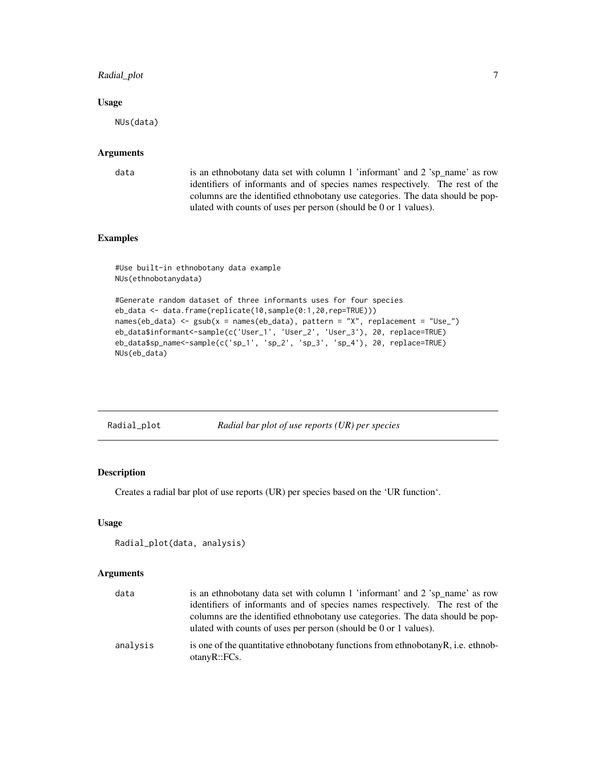### Usage

```
NUs(data)
```

### Arguments

| | |
|---|---|
| data | is an ethnobotany data set with column 1 'informant' and 2 'sp_name' as row identifiers of informants and of species names respectively. The rest of the columns are the identified ethnobotany use categories. The data should be populated with counts of uses per person (should be 0 or 1 values). |

### Examples

```
#Use built-in ethnobotany data example
NUs(ethnobotanydata)

#Generate random dataset of three informants uses for four species
eb_data <- data.frame(replicate(10,sample(0:1,20,rep=TRUE)))
names(eb_data) <- gsub(x = names(eb_data), pattern = "X", replacement = "Use_")
eb_data$informant<-sample(c('User_1', 'User_2', 'User_3'), 20, replace=TRUE)
eb_data$sp_name<-sample(c('sp_1', 'sp_2', 'sp_3', 'sp_4'), 20, replace=TRUE)
NUs(eb_data)
```

---

## Radial_plot — *Radial bar plot of use reports (UR) per species*

---

### Description

Creates a radial bar plot of use reports (UR) per species based on the 'UR function'.

### Usage

```
Radial_plot(data, analysis)
```

### Arguments

| | |
|---|---|
| data | is an ethnobotany data set with column 1 'informant' and 2 'sp_name' as row identifiers of informants and of species names respectively. The rest of the columns are the identified ethnobotany use categories. The data should be populated with counts of uses per person (should be 0 or 1 values). |
| analysis | is one of the quantitative ethnobotany functions from ethnobotanyR, i.e. ethnobotanyR::FCs. |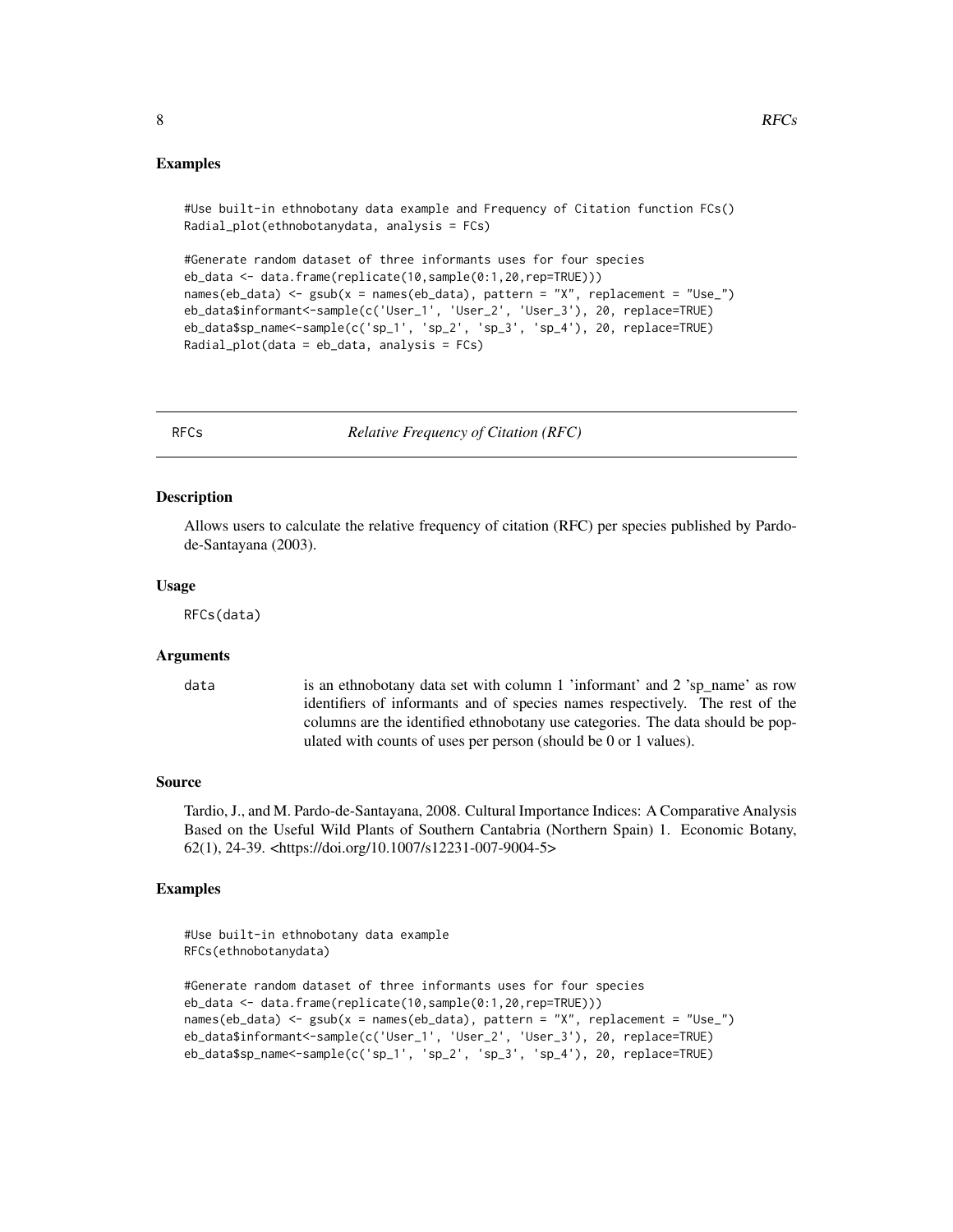## Examples

```
#Use built-in ethnobotany data example and Frequency of Citation function FCs()
Radial_plot(ethnobotanydata, analysis = FCs)

#Generate random dataset of three informants uses for four species
eb_data <- data.frame(replicate(10,sample(0:1,20,rep=TRUE)))
names(eb_data) <- gsub(x = names(eb_data), pattern = "X", replacement = "Use_")
eb_data$informant<-sample(c('User_1', 'User_2', 'User_3'), 20, replace=TRUE)
eb_data$sp_name<-sample(c('sp_1', 'sp_2', 'sp_3', 'sp_4'), 20, replace=TRUE)
Radial_plot(data = eb_data, analysis = FCs)
```

---

# RFCs — *Relative Frequency of Citation (RFC)*

## Description

Allows users to calculate the relative frequency of citation (RFC) per species published by Pardo-de-Santayana (2003).

## Usage

```
RFCs(data)
```

## Arguments

| | |
|---|---|
| data | is an ethnobotany data set with column 1 'informant' and 2 'sp_name' as row identifiers of informants and of species names respectively. The rest of the columns are the identified ethnobotany use categories. The data should be populated with counts of uses per person (should be 0 or 1 values). |

## Source

Tardio, J., and M. Pardo-de-Santayana, 2008. Cultural Importance Indices: A Comparative Analysis Based on the Useful Wild Plants of Southern Cantabria (Northern Spain) 1. Economic Botany, 62(1), 24-39. <https://doi.org/10.1007/s12231-007-9004-5>

## Examples

```
#Use built-in ethnobotany data example
RFCs(ethnobotanydata)

#Generate random dataset of three informants uses for four species
eb_data <- data.frame(replicate(10,sample(0:1,20,rep=TRUE)))
names(eb_data) <- gsub(x = names(eb_data), pattern = "X", replacement = "Use_")
eb_data$informant<-sample(c('User_1', 'User_2', 'User_3'), 20, replace=TRUE)
eb_data$sp_name<-sample(c('sp_1', 'sp_2', 'sp_3', 'sp_4'), 20, replace=TRUE)
```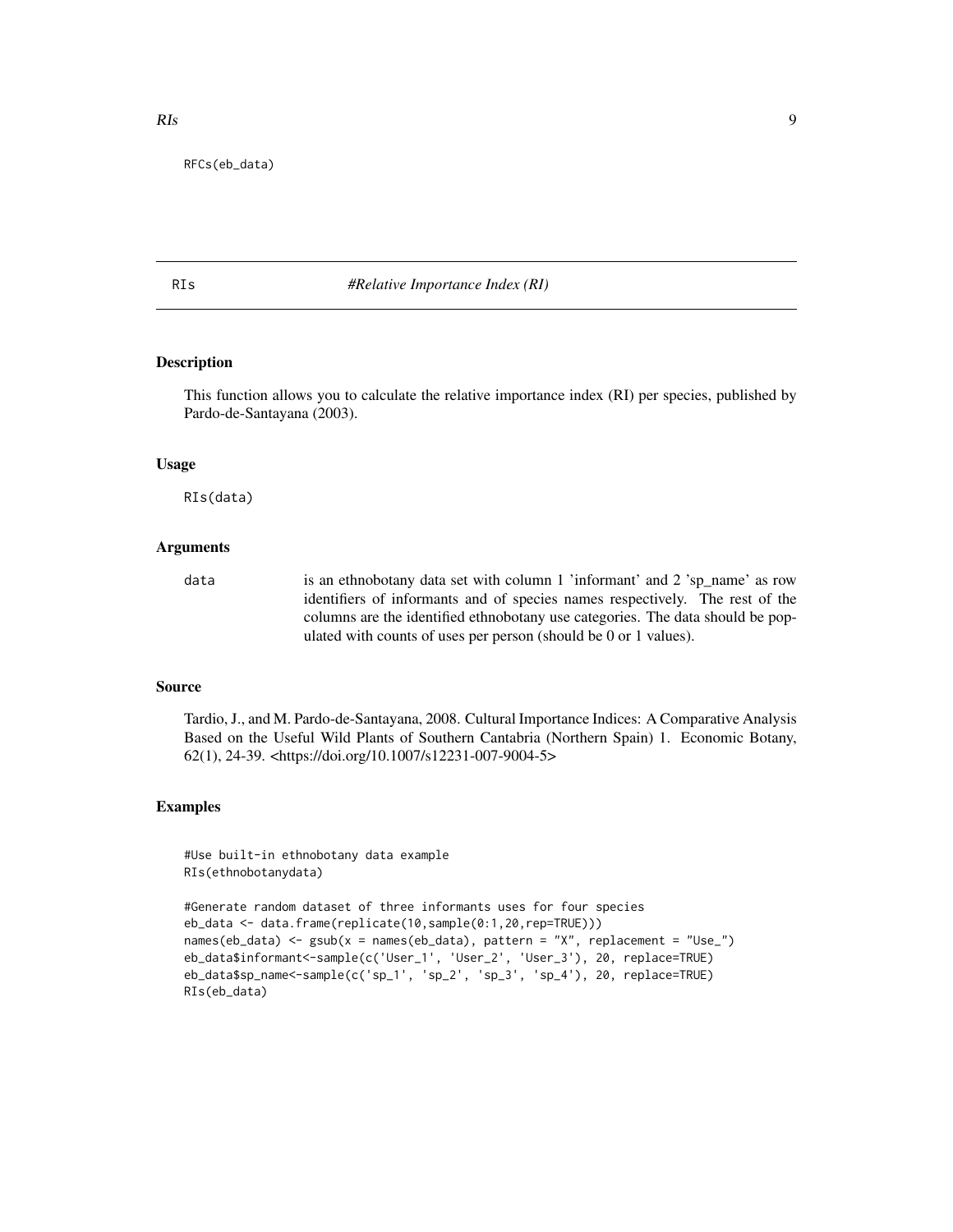```
RFCs(eb_data)
```

## RIs — *#Relative Importance Index (RI)*

### Description

This function allows you to calculate the relative importance index (RI) per species, published by Pardo-de-Santayana (2003).

### Usage

```
RIs(data)
```

### Arguments

data is an ethnobotany data set with column 1 'informant' and 2 'sp_name' as row identifiers of informants and of species names respectively. The rest of the columns are the identified ethnobotany use categories. The data should be populated with counts of uses per person (should be 0 or 1 values).

### Source

Tardio, J., and M. Pardo-de-Santayana, 2008. Cultural Importance Indices: A Comparative Analysis Based on the Useful Wild Plants of Southern Cantabria (Northern Spain) 1. Economic Botany, 62(1), 24-39. <https://doi.org/10.1007/s12231-007-9004-5>

### Examples

```
#Use built-in ethnobotany data example
RIs(ethnobotanydata)

#Generate random dataset of three informants uses for four species
eb_data <- data.frame(replicate(10,sample(0:1,20,rep=TRUE)))
names(eb_data) <- gsub(x = names(eb_data), pattern = "X", replacement = "Use_")
eb_data$informant<-sample(c('User_1', 'User_2', 'User_3'), 20, replace=TRUE)
eb_data$sp_name<-sample(c('sp_1', 'sp_2', 'sp_3', 'sp_4'), 20, replace=TRUE)
RIs(eb_data)
```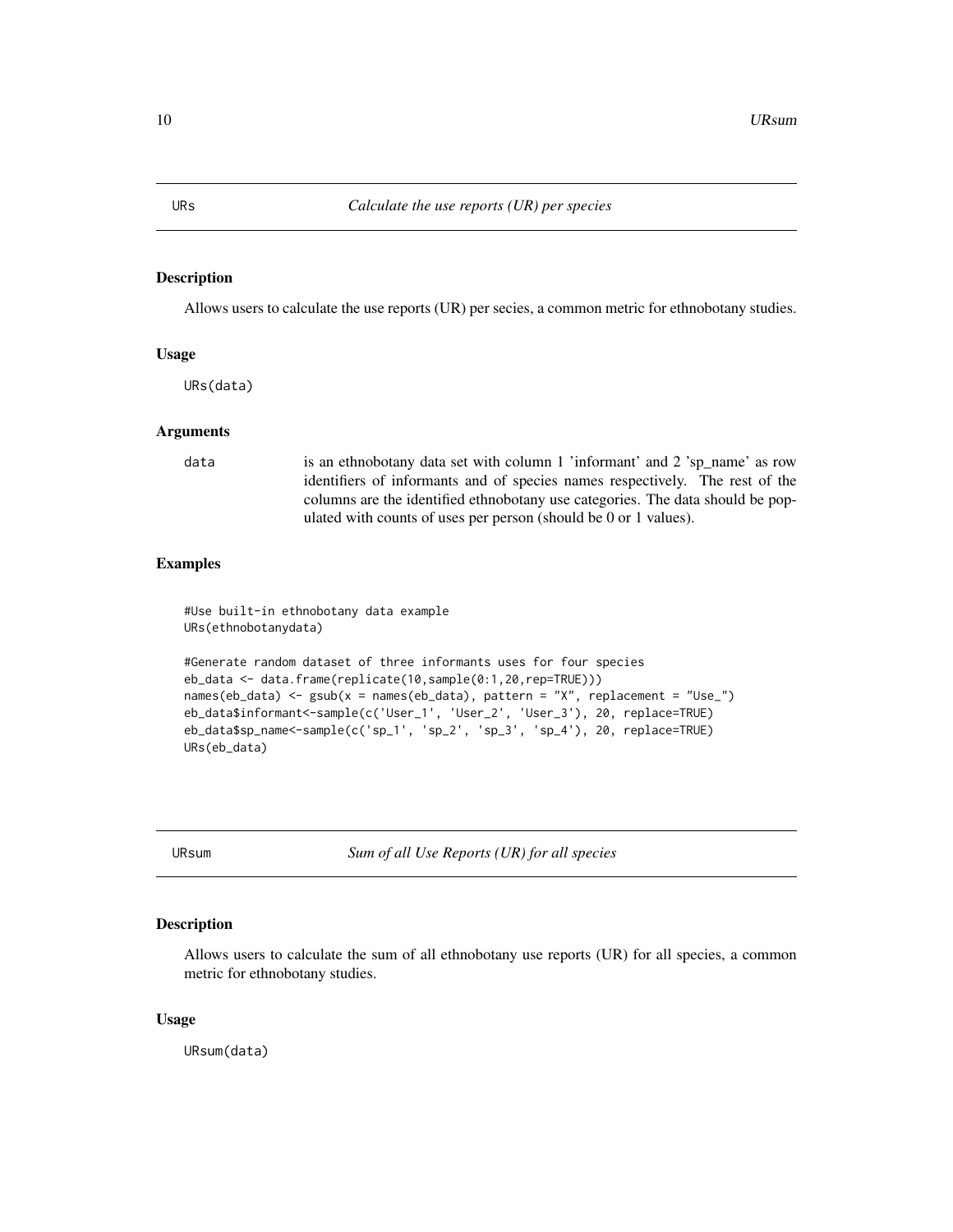## URs — *Calculate the use reports (UR) per species*

### Description

Allows users to calculate the use reports (UR) per secies, a common metric for ethnobotany studies.

### Usage

```
URs(data)
```

### Arguments

| | |
|---|---|
| data | is an ethnobotany data set with column 1 'informant' and 2 'sp_name' as row identifiers of informants and of species names respectively. The rest of the columns are the identified ethnobotany use categories. The data should be populated with counts of uses per person (should be 0 or 1 values). |

### Examples

```
#Use built-in ethnobotany data example
URs(ethnobotanydata)

#Generate random dataset of three informants uses for four species
eb_data <- data.frame(replicate(10,sample(0:1,20,rep=TRUE)))
names(eb_data) <- gsub(x = names(eb_data), pattern = "X", replacement = "Use_")
eb_data$informant<-sample(c('User_1', 'User_2', 'User_3'), 20, replace=TRUE)
eb_data$sp_name<-sample(c('sp_1', 'sp_2', 'sp_3', 'sp_4'), 20, replace=TRUE)
URs(eb_data)
```

## URsum — *Sum of all Use Reports (UR) for all species*

### Description

Allows users to calculate the sum of all ethnobotany use reports (UR) for all species, a common metric for ethnobotany studies.

### Usage

```
URsum(data)
```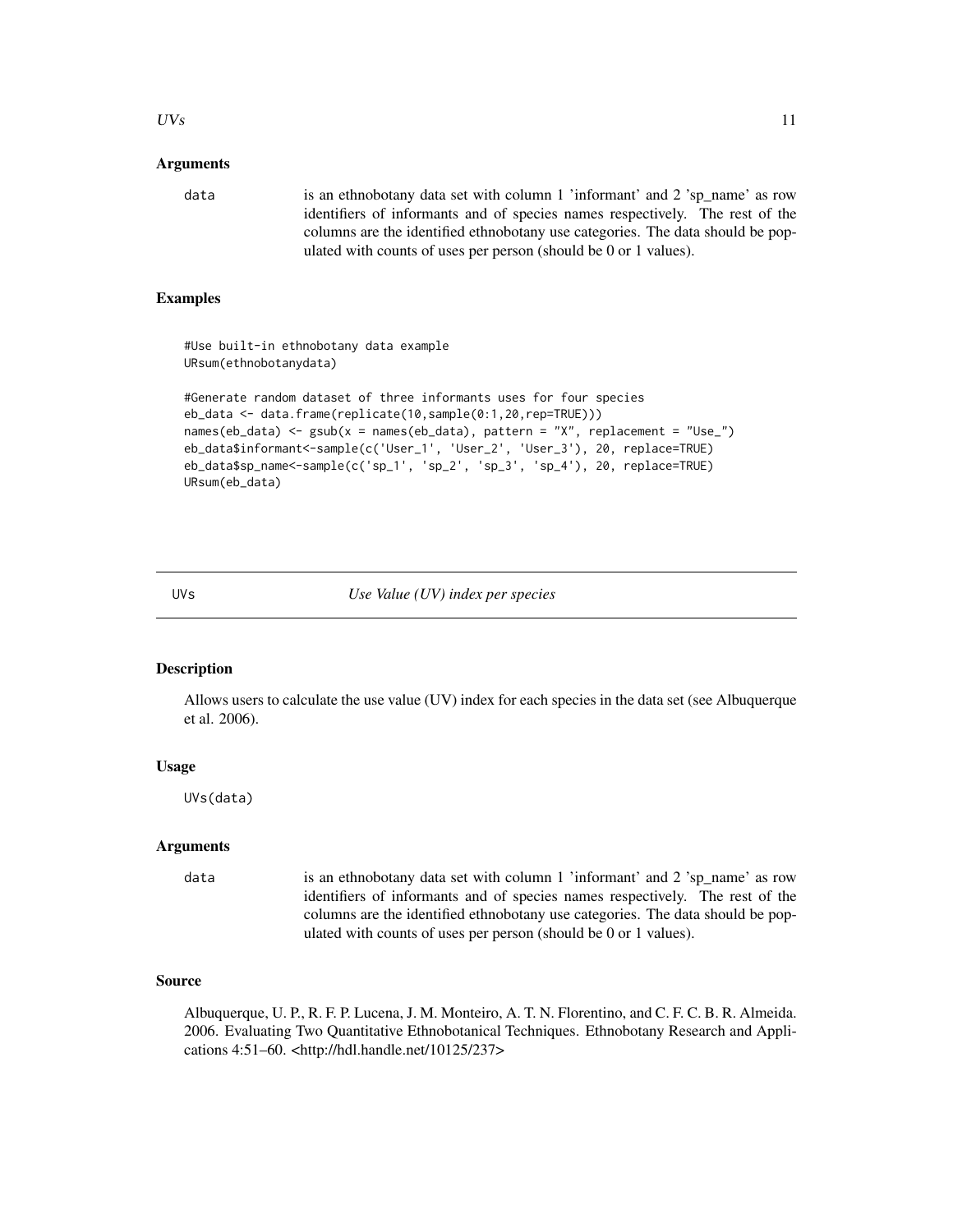## Arguments

data is an ethnobotany data set with column 1 'informant' and 2 'sp_name' as row identifiers of informants and of species names respectively. The rest of the columns are the identified ethnobotany use categories. The data should be populated with counts of uses per person (should be 0 or 1 values).

## Examples

```
#Use built-in ethnobotany data example
URsum(ethnobotanydata)

#Generate random dataset of three informants uses for four species
eb_data <- data.frame(replicate(10,sample(0:1,20,rep=TRUE)))
names(eb_data) <- gsub(x = names(eb_data), pattern = "X", replacement = "Use_")
eb_data$informant<-sample(c('User_1', 'User_2', 'User_3'), 20, replace=TRUE)
eb_data$sp_name<-sample(c('sp_1', 'sp_2', 'sp_3', 'sp_4'), 20, replace=TRUE)
URsum(eb_data)
```

---

# UVs *Use Value (UV) index per species*

## Description

Allows users to calculate the use value (UV) index for each species in the data set (see Albuquerque et al. 2006).

## Usage

```
UVs(data)
```

## Arguments

data is an ethnobotany data set with column 1 'informant' and 2 'sp_name' as row identifiers of informants and of species names respectively. The rest of the columns are the identified ethnobotany use categories. The data should be populated with counts of uses per person (should be 0 or 1 values).

## Source

Albuquerque, U. P., R. F. P. Lucena, J. M. Monteiro, A. T. N. Florentino, and C. F. C. B. R. Almeida. 2006. Evaluating Two Quantitative Ethnobotanical Techniques. Ethnobotany Research and Applications 4:51–60. <http://hdl.handle.net/10125/237>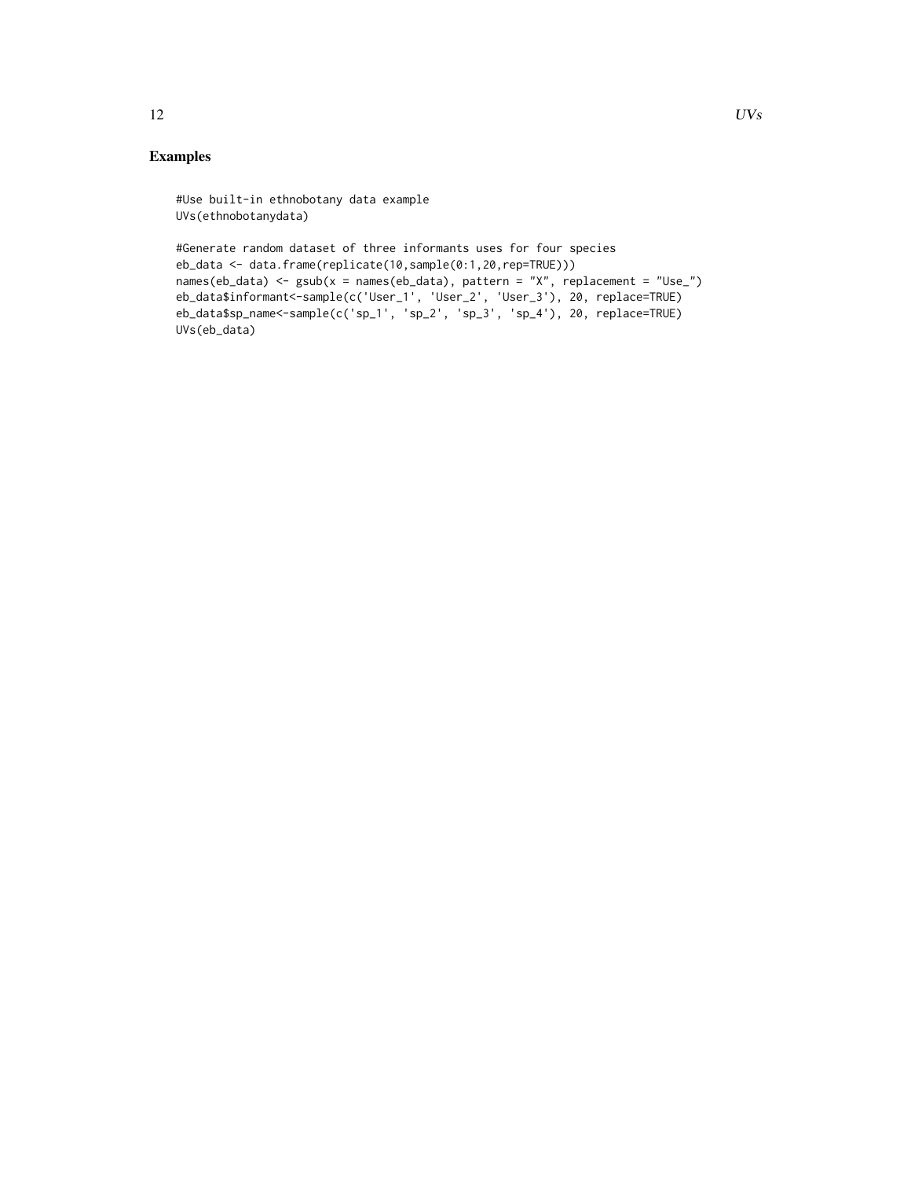## Examples

```
#Use built-in ethnobotany data example
UVs(ethnobotanydata)

#Generate random dataset of three informants uses for four species
eb_data <- data.frame(replicate(10,sample(0:1,20,rep=TRUE)))
names(eb_data) <- gsub(x = names(eb_data), pattern = "X", replacement = "Use_")
eb_data$informant<-sample(c('User_1', 'User_2', 'User_3'), 20, replace=TRUE)
eb_data$sp_name<-sample(c('sp_1', 'sp_2', 'sp_3', 'sp_4'), 20, replace=TRUE)
UVs(eb_data)
```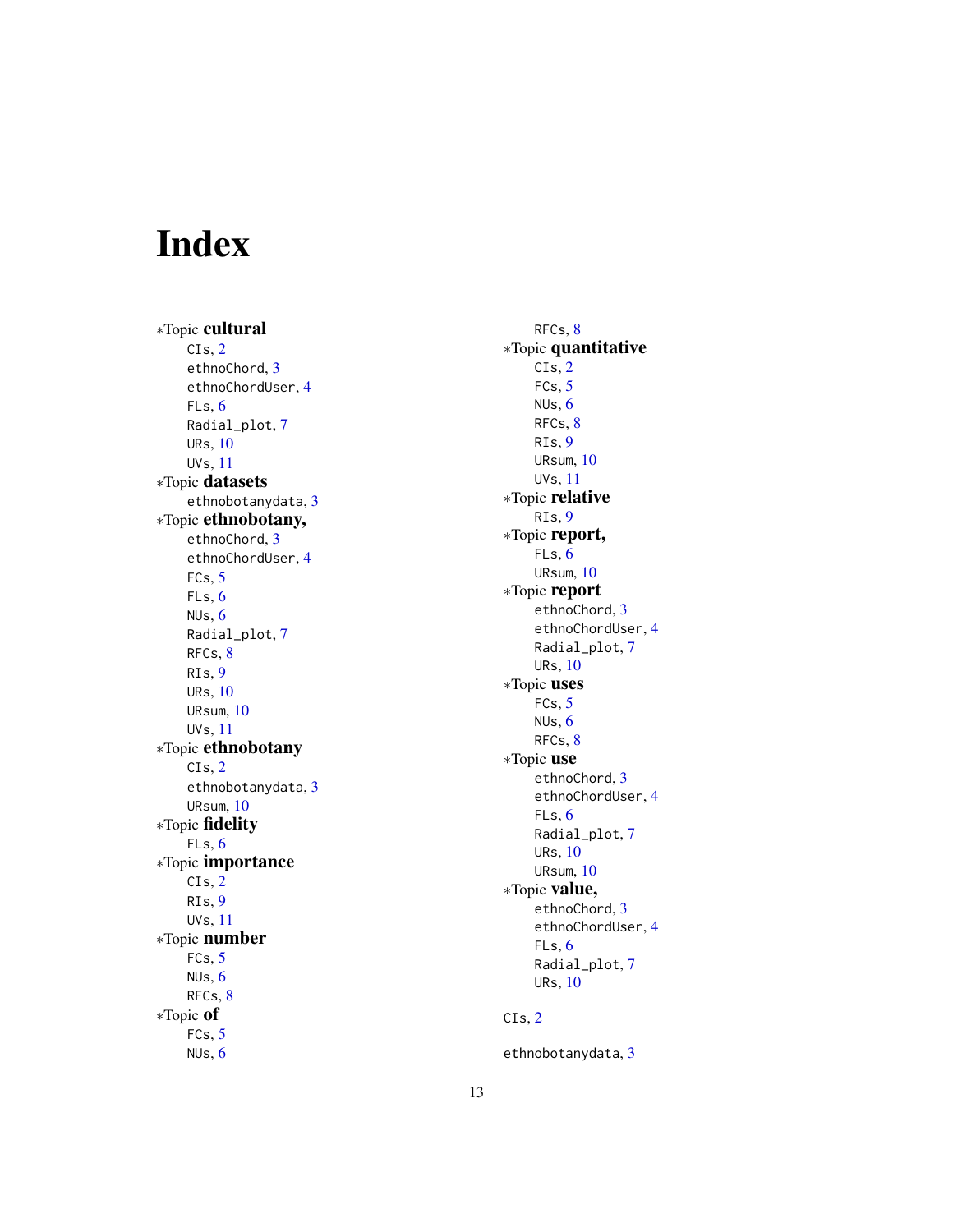# Index

*Topic **cultural**
- CIs, 2
- ethnoChord, 3
- ethnoChordUser, 4
- FLs, 6
- Radial_plot, 7
- URs, 10
- UVs, 11

*Topic **datasets**
- ethnobotanydata, 3

*Topic **ethnobotany,**
- ethnoChord, 3
- ethnoChordUser, 4
- FCs, 5
- FLs, 6
- NUs, 6
- Radial_plot, 7
- RFCs, 8
- RIs, 9
- URs, 10
- URsum, 10
- UVs, 11

*Topic **ethnobotany**
- CIs, 2
- ethnobotanydata, 3
- URsum, 10

*Topic **fidelity**
- FLs, 6

*Topic **importance**
- CIs, 2
- RIs, 9
- UVs, 11

*Topic **number**
- FCs, 5
- NUs, 6
- RFCs, 8

*Topic **of**
- FCs, 5
- NUs, 6
- RFCs, 8

*Topic **quantitative**
- CIs, 2
- FCs, 5
- NUs, 6
- RFCs, 8
- RIs, 9
- URsum, 10
- UVs, 11

*Topic **relative**
- RIs, 9

*Topic **report,**
- FLs, 6
- URsum, 10

*Topic **report**
- ethnoChord, 3
- ethnoChordUser, 4
- Radial_plot, 7
- URs, 10

*Topic **uses**
- FCs, 5
- NUs, 6
- RFCs, 8

*Topic **use**
- ethnoChord, 3
- ethnoChordUser, 4
- FLs, 6
- Radial_plot, 7
- URs, 10
- URsum, 10

*Topic **value,**
- ethnoChord, 3
- ethnoChordUser, 4
- FLs, 6
- Radial_plot, 7
- URs, 10

CIs, 2

ethnobotanydata, 3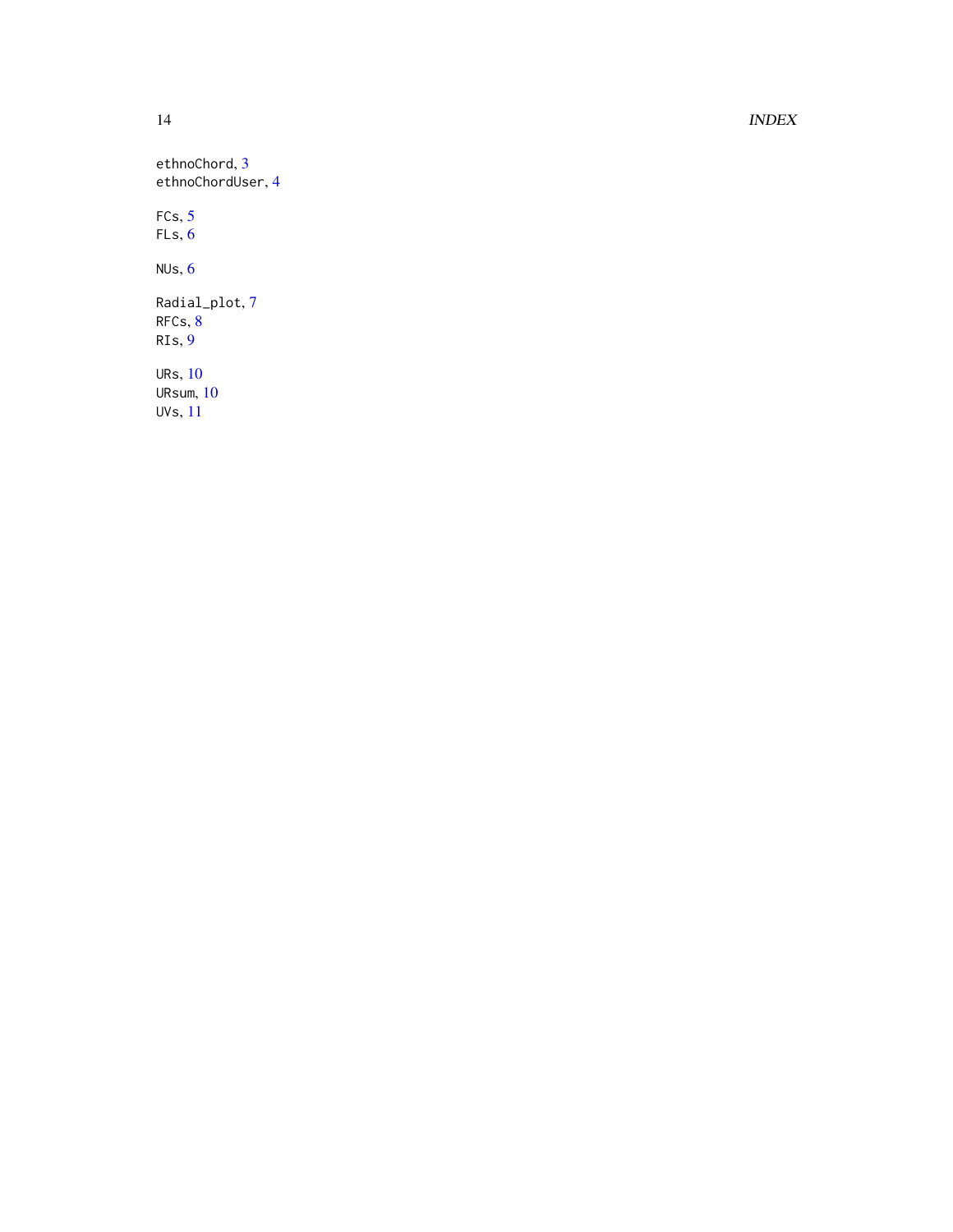ethnoChord, 3
ethnoChordUser, 4

FCs, 5
FLs, 6

NUs, 6

Radial_plot, 7
RFCs, 8
RIs, 9

URs, 10
URsum, 10
UVs, 11